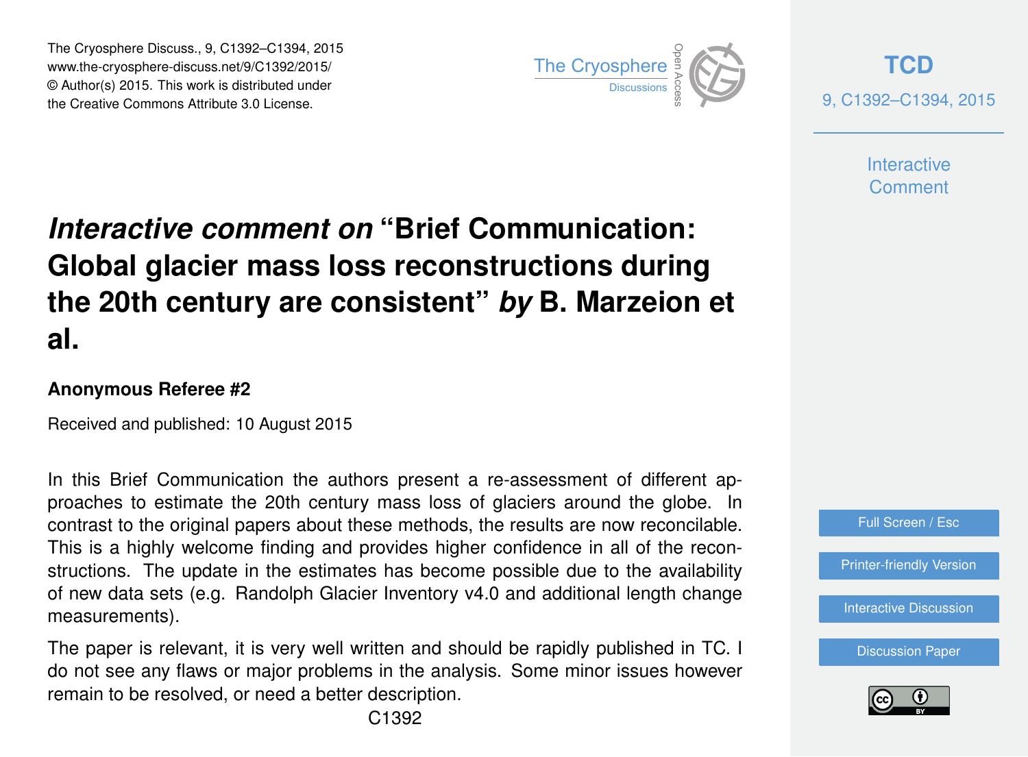# *Interactive comment on* "Brief Communication: Global glacier mass loss reconstructions during the 20th century are consistent" *by* B. Marzeion et al.

**Anonymous Referee #2**

Received and published: 10 August 2015

In this Brief Communication the authors present a re-assessment of different approaches to estimate the 20th century mass loss of glaciers around the globe. In contrast to the original papers about these methods, the results are now reconcilable. This is a highly welcome finding and provides higher confidence in all of the reconstructions. The update in the estimates has become possible due to the availability of new data sets (e.g. Randolph Glacier Inventory v4.0 and additional length change measurements).

The paper is relevant, it is very well written and should be rapidly published in TC. I do not see any flaws or major problems in the analysis. Some minor issues however remain to be resolved, or need a better description.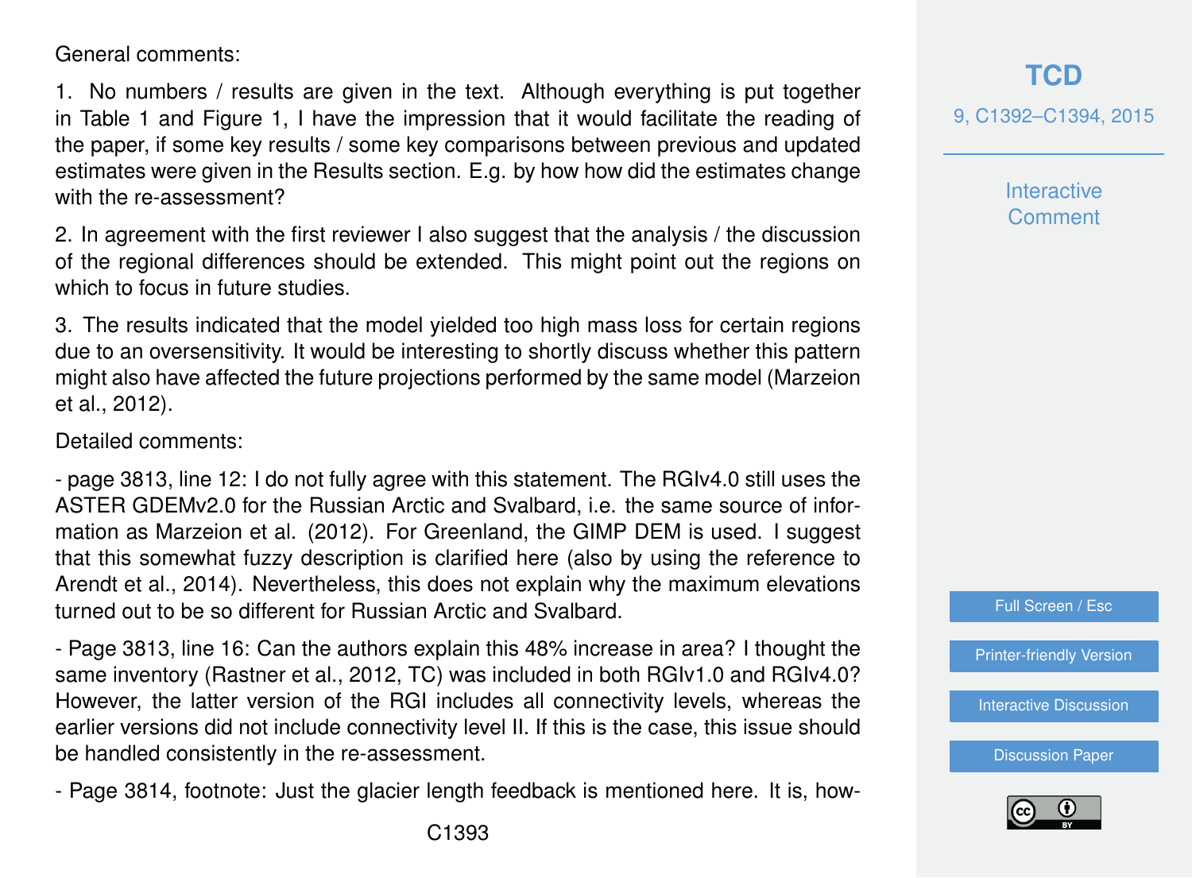General comments:

1. No numbers / results are given in the text. Although everything is put together in Table 1 and Figure 1, I have the impression that it would facilitate the reading of the paper, if some key results / some key comparisons between previous and updated estimates were given in the Results section. E.g. by how how did the estimates change with the re-assessment?

2. In agreement with the first reviewer I also suggest that the analysis / the discussion of the regional differences should be extended. This might point out the regions on which to focus in future studies.

3. The results indicated that the model yielded too high mass loss for certain regions due to an oversensitivity. It would be interesting to shortly discuss whether this pattern might also have affected the future projections performed by the same model (Marzeion et al., 2012).

Detailed comments:

- page 3813, line 12: I do not fully agree with this statement. The RGIv4.0 still uses the ASTER GDEMv2.0 for the Russian Arctic and Svalbard, i.e. the same source of information as Marzeion et al. (2012). For Greenland, the GIMP DEM is used. I suggest that this somewhat fuzzy description is clarified here (also by using the reference to Arendt et al., 2014). Nevertheless, this does not explain why the maximum elevations turned out to be so different for Russian Arctic and Svalbard.

- Page 3813, line 16: Can the authors explain this 48% increase in area? I thought the same inventory (Rastner et al., 2012, TC) was included in both RGIv1.0 and RGIv4.0? However, the latter version of the RGI includes all connectivity levels, whereas the earlier versions did not include connectivity level II. If this is the case, this issue should be handled consistently in the re-assessment.

- Page 3814, footnote: Just the glacier length feedback is mentioned here. It is, how-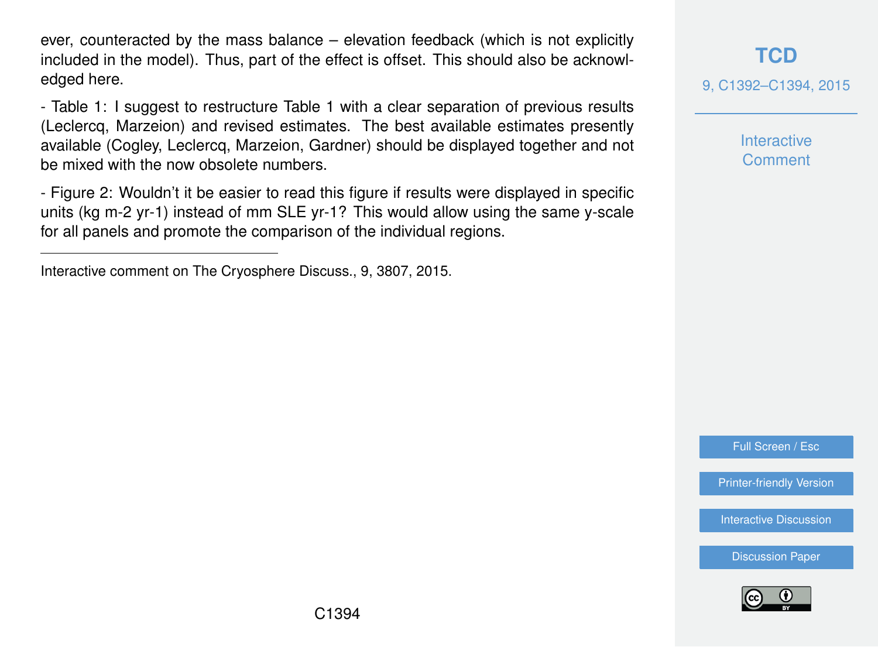ever, counteracted by the mass balance – elevation feedback (which is not explicitly included in the model). Thus, part of the effect is offset. This should also be acknowledged here.

- Table 1: I suggest to restructure Table 1 with a clear separation of previous results (Leclercq, Marzeion) and revised estimates. The best available estimates presently available (Cogley, Leclercq, Marzeion, Gardner) should be displayed together and not be mixed with the now obsolete numbers.

- Figure 2: Wouldn't it be easier to read this figure if results were displayed in specific units (kg m-2 yr-1) instead of mm SLE yr-1? This would allow using the same y-scale for all panels and promote the comparison of the individual regions.

---

Interactive comment on The Cryosphere Discuss., 9, 3807, 2015.